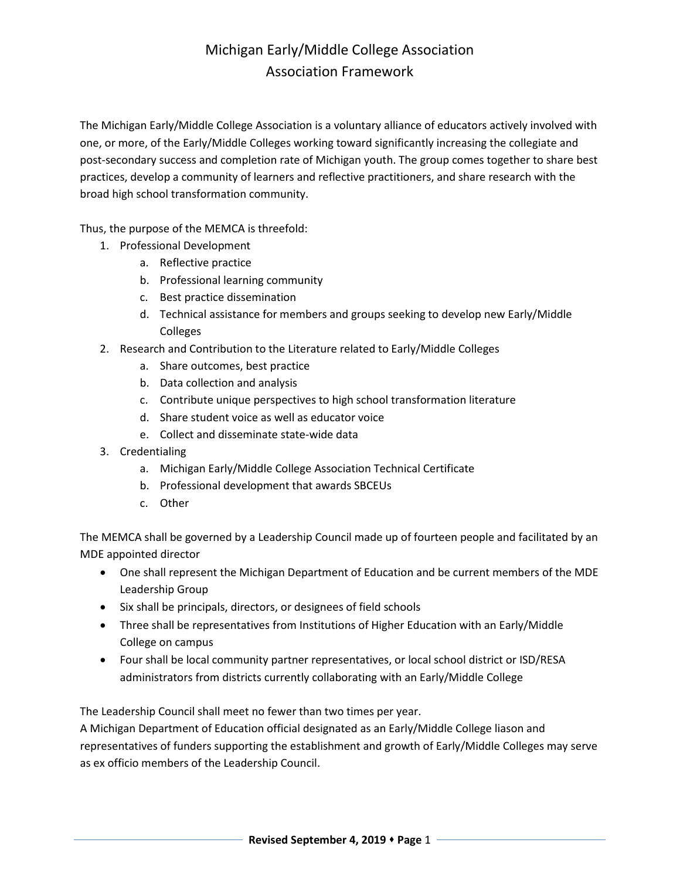# Michigan Early/Middle College Association
## Association Framework

The Michigan Early/Middle College Association is a voluntary alliance of educators actively involved with one, or more, of the Early/Middle Colleges working toward significantly increasing the collegiate and post-secondary success and completion rate of Michigan youth. The group comes together to share best practices, develop a community of learners and reflective practitioners, and share research with the broad high school transformation community.

Thus, the purpose of the MEMCA is threefold:

1. Professional Development
    a. Reflective practice
    b. Professional learning community
    c. Best practice dissemination
    d. Technical assistance for members and groups seeking to develop new Early/Middle Colleges
2. Research and Contribution to the Literature related to Early/Middle Colleges
    a. Share outcomes, best practice
    b. Data collection and analysis
    c. Contribute unique perspectives to high school transformation literature
    d. Share student voice as well as educator voice
    e. Collect and disseminate state-wide data
3. Credentialing
    a. Michigan Early/Middle College Association Technical Certificate
    b. Professional development that awards SBCEUs
    c. Other

The MEMCA shall be governed by a Leadership Council made up of fourteen people and facilitated by an MDE appointed director

- One shall represent the Michigan Department of Education and be current members of the MDE Leadership Group
- Six shall be principals, directors, or designees of field schools
- Three shall be representatives from Institutions of Higher Education with an Early/Middle College on campus
- Four shall be local community partner representatives, or local school district or ISD/RESA administrators from districts currently collaborating with an Early/Middle College

The Leadership Council shall meet no fewer than two times per year.
A Michigan Department of Education official designated as an Early/Middle College liason and representatives of funders supporting the establishment and growth of Early/Middle Colleges may serve as ex officio members of the Leadership Council.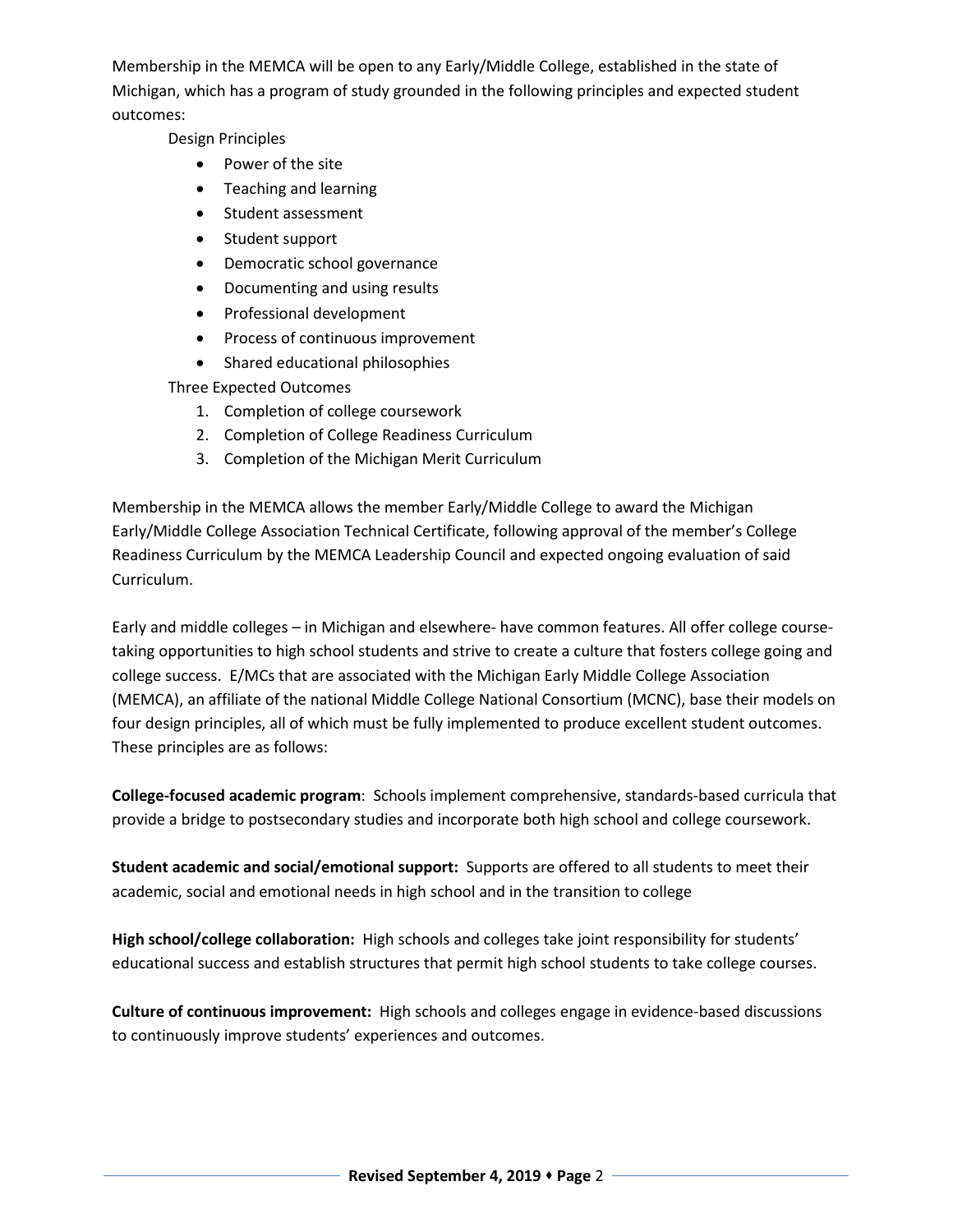Membership in the MEMCA will be open to any Early/Middle College, established in the state of Michigan, which has a program of study grounded in the following principles and expected student outcomes:

Design Principles

- Power of the site
- Teaching and learning
- Student assessment
- Student support
- Democratic school governance
- Documenting and using results
- Professional development
- Process of continuous improvement
- Shared educational philosophies

Three Expected Outcomes

1. Completion of college coursework
2. Completion of College Readiness Curriculum
3. Completion of the Michigan Merit Curriculum

Membership in the MEMCA allows the member Early/Middle College to award the Michigan Early/Middle College Association Technical Certificate, following approval of the member's College Readiness Curriculum by the MEMCA Leadership Council and expected ongoing evaluation of said Curriculum.

Early and middle colleges – in Michigan and elsewhere- have common features. All offer college course-taking opportunities to high school students and strive to create a culture that fosters college going and college success. E/MCs that are associated with the Michigan Early Middle College Association (MEMCA), an affiliate of the national Middle College National Consortium (MCNC), base their models on four design principles, all of which must be fully implemented to produce excellent student outcomes. These principles are as follows:

**College-focused academic program**: Schools implement comprehensive, standards-based curricula that provide a bridge to postsecondary studies and incorporate both high school and college coursework.

**Student academic and social/emotional support:** Supports are offered to all students to meet their academic, social and emotional needs in high school and in the transition to college

**High school/college collaboration:** High schools and colleges take joint responsibility for students' educational success and establish structures that permit high school students to take college courses.

**Culture of continuous improvement:** High schools and colleges engage in evidence-based discussions to continuously improve students' experiences and outcomes.